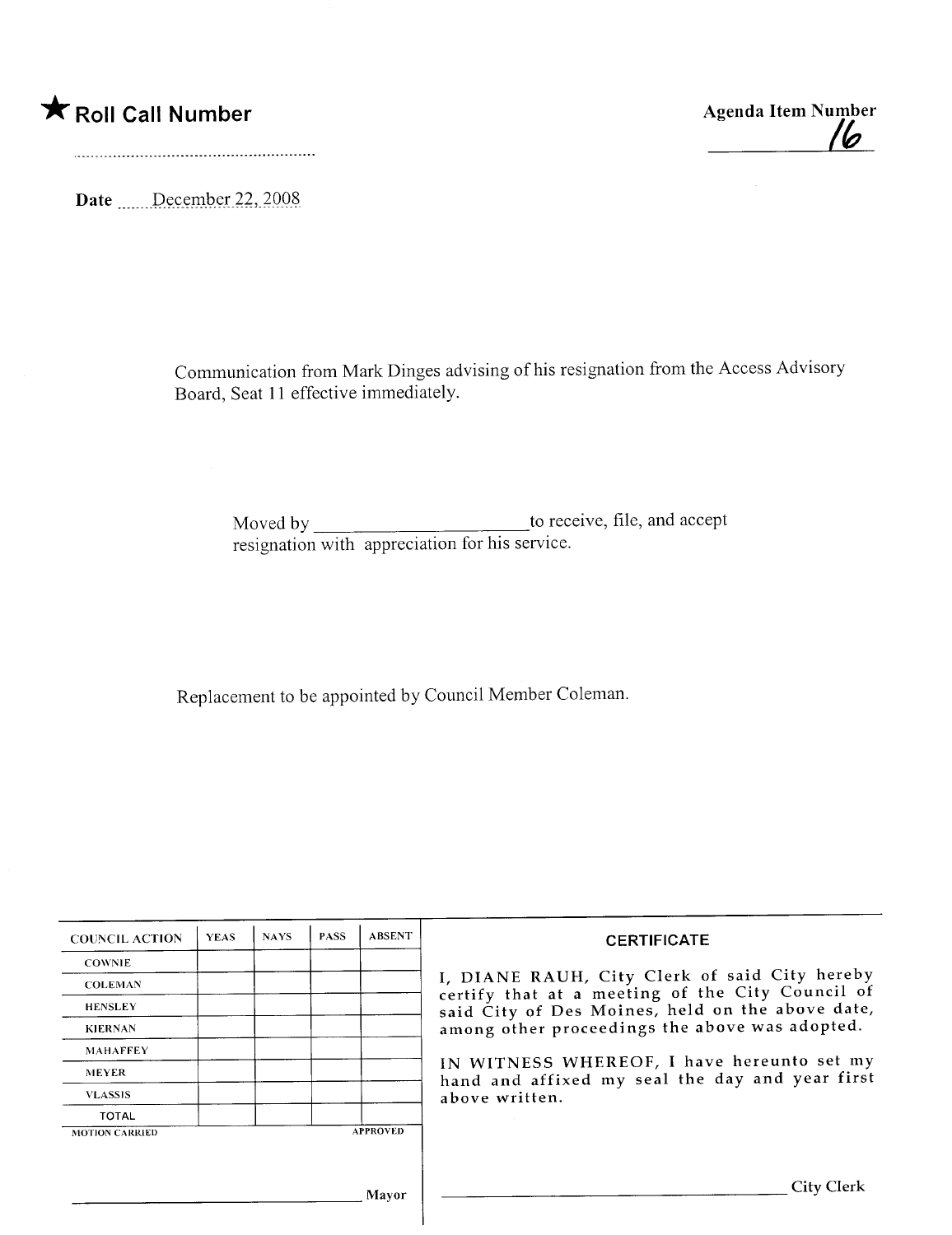★ **Roll Call Number**

**Agenda Item Number** 16

Date December 22, 2008

Communication from Mark Dinges advising of his resignation from the Access Advisory Board, Seat 11 effective immediately.

Moved by ______________________ to receive, file, and accept resignation with appreciation for his service.

Replacement to be appointed by Council Member Coleman.

| COUNCIL ACTION | YEAS | NAYS | PASS | ABSENT |
|---|---|---|---|---|
| COWNIE | | | | |
| COLEMAN | | | | |
| HENSLEY | | | | |
| KIERNAN | | | | |
| MAHAFFEY | | | | |
| MEYER | | | | |
| VLASSIS | | | | |
| TOTAL | | | | |

MOTION CARRIED APPROVED

______________________ Mayor

**CERTIFICATE**

I, DIANE RAUH, City Clerk of said City hereby certify that at a meeting of the City Council of said City of Des Moines, held on the above date, among other proceedings the above was adopted.

IN WITNESS WHEREOF, I have hereunto set my hand and affixed my seal the day and year first above written.

______________________ City Clerk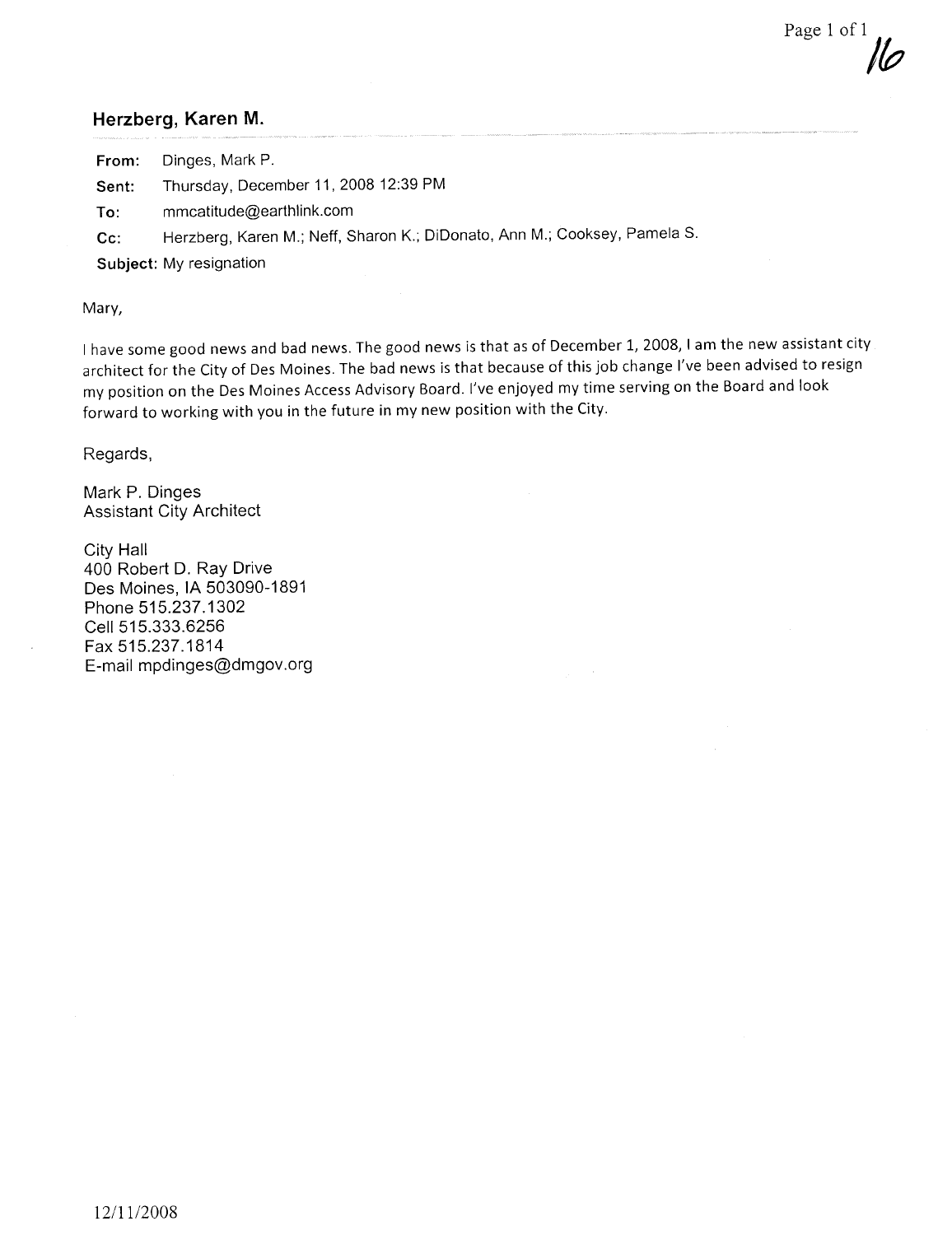## Herzberg, Karen M.

**From:** Dinges, Mark P.

**Sent:** Thursday, December 11, 2008 12:39 PM

**To:** mmcatitude@earthlink.com

**Cc:** Herzberg, Karen M.; Neff, Sharon K.; DiDonato, Ann M.; Cooksey, Pamela S.

**Subject:** My resignation

Mary,

I have some good news and bad news. The good news is that as of December 1, 2008, I am the new assistant city architect for the City of Des Moines. The bad news is that because of this job change I've been advised to resign my position on the Des Moines Access Advisory Board. I've enjoyed my time serving on the Board and look forward to working with you in the future in my new position with the City.

Regards,

Mark P. Dinges
Assistant City Architect

City Hall
400 Robert D. Ray Drive
Des Moines, IA 503090-1891
Phone 515.237.1302
Cell 515.333.6256
Fax 515.237.1814
E-mail mpdinges@dmgov.org